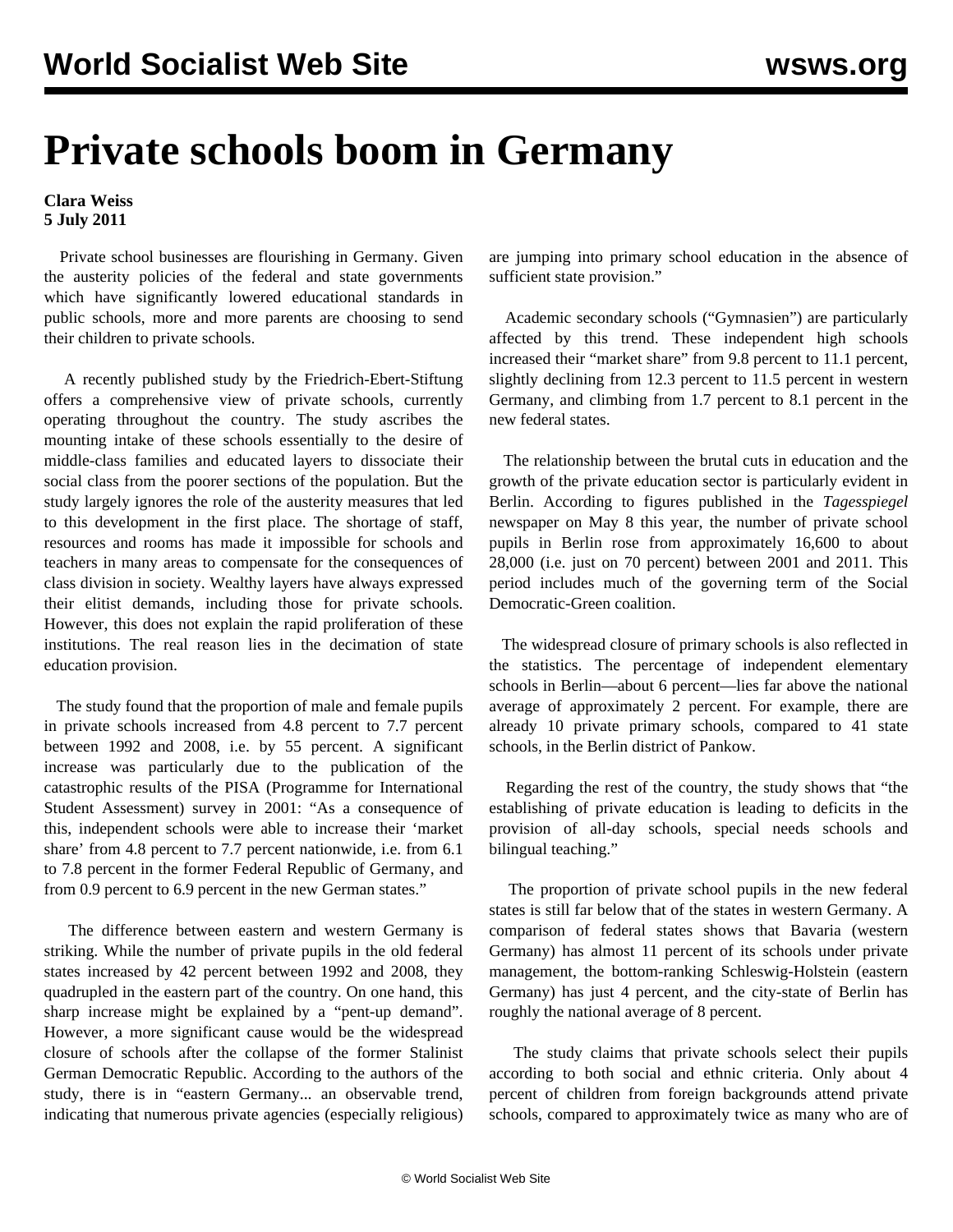# Private schools boom in Germany

**Clara Weiss**
**5 July 2011**

Private school businesses are flourishing in Germany. Given the austerity policies of the federal and state governments which have significantly lowered educational standards in public schools, more and more parents are choosing to send their children to private schools.

A recently published study by the Friedrich-Ebert-Stiftung offers a comprehensive view of private schools, currently operating throughout the country. The study ascribes the mounting intake of these schools essentially to the desire of middle-class families and educated layers to dissociate their social class from the poorer sections of the population. But the study largely ignores the role of the austerity measures that led to this development in the first place. The shortage of staff, resources and rooms has made it impossible for schools and teachers in many areas to compensate for the consequences of class division in society. Wealthy layers have always expressed their elitist demands, including those for private schools. However, this does not explain the rapid proliferation of these institutions. The real reason lies in the decimation of state education provision.

The study found that the proportion of male and female pupils in private schools increased from 4.8 percent to 7.7 percent between 1992 and 2008, i.e. by 55 percent. A significant increase was particularly due to the publication of the catastrophic results of the PISA (Programme for International Student Assessment) survey in 2001: "As a consequence of this, independent schools were able to increase their 'market share' from 4.8 percent to 7.7 percent nationwide, i.e. from 6.1 to 7.8 percent in the former Federal Republic of Germany, and from 0.9 percent to 6.9 percent in the new German states."

The difference between eastern and western Germany is striking. While the number of private pupils in the old federal states increased by 42 percent between 1992 and 2008, they quadrupled in the eastern part of the country. On one hand, this sharp increase might be explained by a "pent-up demand". However, a more significant cause would be the widespread closure of schools after the collapse of the former Stalinist German Democratic Republic. According to the authors of the study, there is in "eastern Germany... an observable trend, indicating that numerous private agencies (especially religious) are jumping into primary school education in the absence of sufficient state provision."

Academic secondary schools ("Gymnasien") are particularly affected by this trend. These independent high schools increased their "market share" from 9.8 percent to 11.1 percent, slightly declining from 12.3 percent to 11.5 percent in western Germany, and climbing from 1.7 percent to 8.1 percent in the new federal states.

The relationship between the brutal cuts in education and the growth of the private education sector is particularly evident in Berlin. According to figures published in the *Tagesspiegel* newspaper on May 8 this year, the number of private school pupils in Berlin rose from approximately 16,600 to about 28,000 (i.e. just on 70 percent) between 2001 and 2011. This period includes much of the governing term of the Social Democratic-Green coalition.

The widespread closure of primary schools is also reflected in the statistics. The percentage of independent elementary schools in Berlin—about 6 percent—lies far above the national average of approximately 2 percent. For example, there are already 10 private primary schools, compared to 41 state schools, in the Berlin district of Pankow.

Regarding the rest of the country, the study shows that "the establishing of private education is leading to deficits in the provision of all-day schools, special needs schools and bilingual teaching."

The proportion of private school pupils in the new federal states is still far below that of the states in western Germany. A comparison of federal states shows that Bavaria (western Germany) has almost 11 percent of its schools under private management, the bottom-ranking Schleswig-Holstein (eastern Germany) has just 4 percent, and the city-state of Berlin has roughly the national average of 8 percent.

The study claims that private schools select their pupils according to both social and ethnic criteria. Only about 4 percent of children from foreign backgrounds attend private schools, compared to approximately twice as many who are of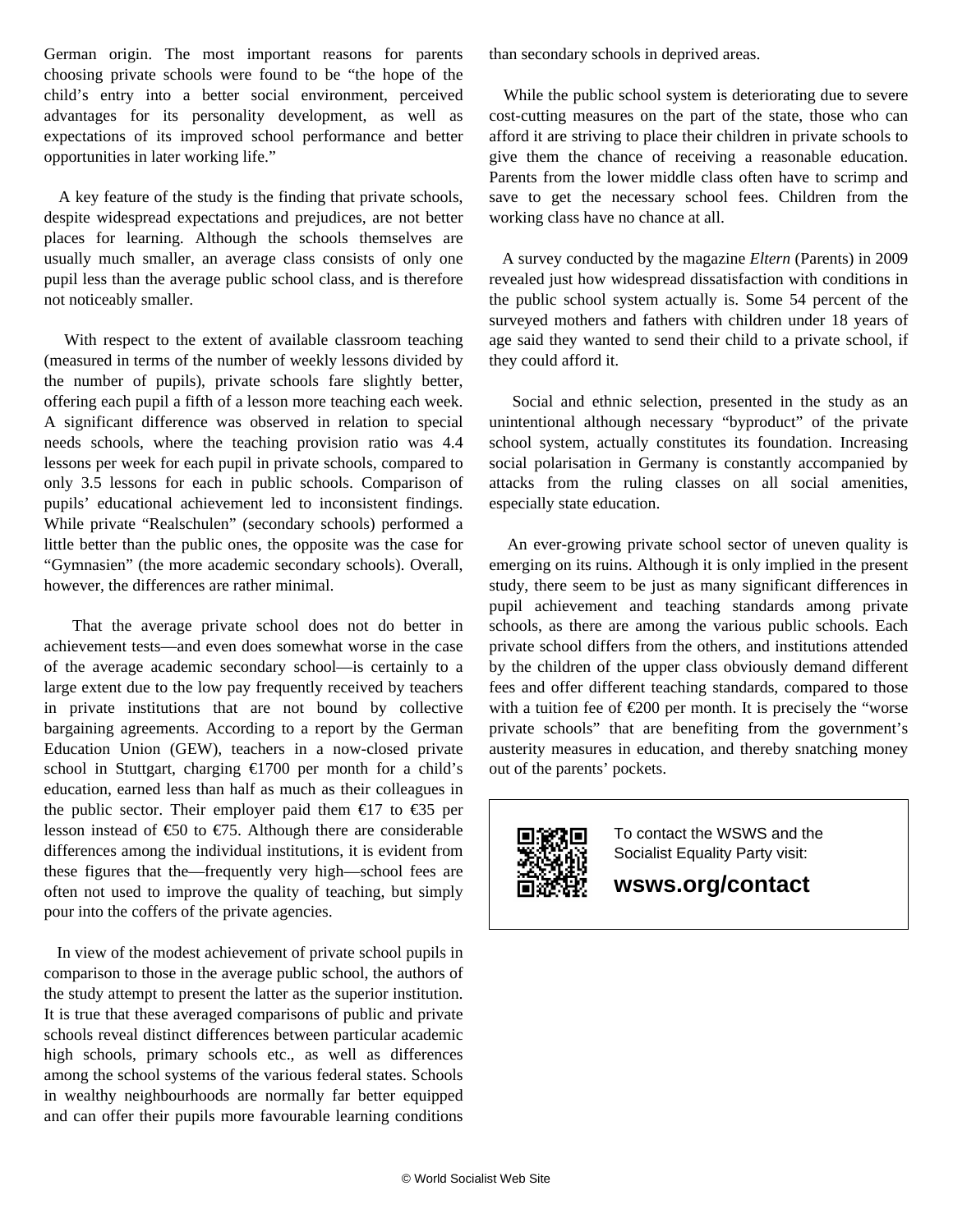German origin. The most important reasons for parents choosing private schools were found to be "the hope of the child's entry into a better social environment, perceived advantages for its personality development, as well as expectations of its improved school performance and better opportunities in later working life."

A key feature of the study is the finding that private schools, despite widespread expectations and prejudices, are not better places for learning. Although the schools themselves are usually much smaller, an average class consists of only one pupil less than the average public school class, and is therefore not noticeably smaller.

With respect to the extent of available classroom teaching (measured in terms of the number of weekly lessons divided by the number of pupils), private schools fare slightly better, offering each pupil a fifth of a lesson more teaching each week. A significant difference was observed in relation to special needs schools, where the teaching provision ratio was 4.4 lessons per week for each pupil in private schools, compared to only 3.5 lessons for each in public schools. Comparison of pupils' educational achievement led to inconsistent findings. While private "Realschulen" (secondary schools) performed a little better than the public ones, the opposite was the case for "Gymnasien" (the more academic secondary schools). Overall, however, the differences are rather minimal.

That the average private school does not do better in achievement tests—and even does somewhat worse in the case of the average academic secondary school—is certainly to a large extent due to the low pay frequently received by teachers in private institutions that are not bound by collective bargaining agreements. According to a report by the German Education Union (GEW), teachers in a now-closed private school in Stuttgart, charging €1700 per month for a child's education, earned less than half as much as their colleagues in the public sector. Their employer paid them €17 to €35 per lesson instead of €50 to €75. Although there are considerable differences among the individual institutions, it is evident from these figures that the—frequently very high—school fees are often not used to improve the quality of teaching, but simply pour into the coffers of the private agencies.

In view of the modest achievement of private school pupils in comparison to those in the average public school, the authors of the study attempt to present the latter as the superior institution. It is true that these averaged comparisons of public and private schools reveal distinct differences between particular academic high schools, primary schools etc., as well as differences among the school systems of the various federal states. Schools in wealthy neighbourhoods are normally far better equipped and can offer their pupils more favourable learning conditions than secondary schools in deprived areas.

While the public school system is deteriorating due to severe cost-cutting measures on the part of the state, those who can afford it are striving to place their children in private schools to give them the chance of receiving a reasonable education. Parents from the lower middle class often have to scrimp and save to get the necessary school fees. Children from the working class have no chance at all.

A survey conducted by the magazine *Eltern* (Parents) in 2009 revealed just how widespread dissatisfaction with conditions in the public school system actually is. Some 54 percent of the surveyed mothers and fathers with children under 18 years of age said they wanted to send their child to a private school, if they could afford it.

Social and ethnic selection, presented in the study as an unintentional although necessary "byproduct" of the private school system, actually constitutes its foundation. Increasing social polarisation in Germany is constantly accompanied by attacks from the ruling classes on all social amenities, especially state education.

An ever-growing private school sector of uneven quality is emerging on its ruins. Although it is only implied in the present study, there seem to be just as many significant differences in pupil achievement and teaching standards among private schools, as there are among the various public schools. Each private school differs from the others, and institutions attended by the children of the upper class obviously demand different fees and offer different teaching standards, compared to those with a tuition fee of €200 per month. It is precisely the "worse private schools" that are benefiting from the government's austerity measures in education, and thereby snatching money out of the parents' pockets.

To contact the WSWS and the Socialist Equality Party visit:

**wsws.org/contact**